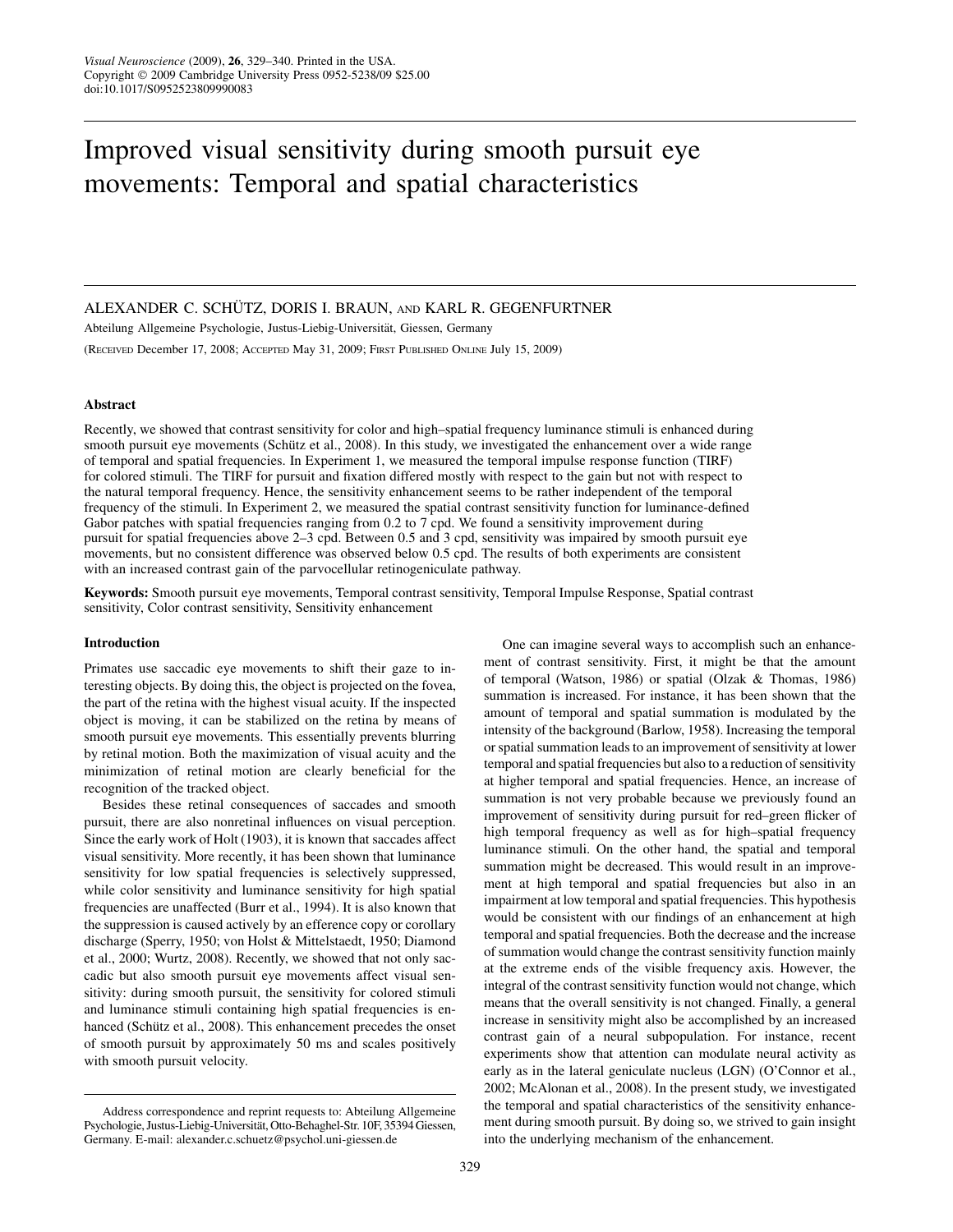# Improved visual sensitivity during smooth pursuit eye movements: Temporal and spatial characteristics

ALEXANDER C. SCHÜTZ, DORIS I. BRAUN, AND KARL R. GEGENFURTNER

Abteilung Allgemeine Psychologie, Justus-Liebig-Universität, Giessen, Germany

(RECEIVED December 17, 2008; ACCEPTED May 31, 2009; FIRST PUBLISHED ONLINE July 15, 2009)

## Abstract

Recently, we showed that contrast sensitivity for color and high–spatial frequency luminance stimuli is enhanced during smooth pursuit eye movements (Schütz et al., 2008). In this study, we investigated the enhancement over a wide range of temporal and spatial frequencies. In Experiment 1, we measured the temporal impulse response function (TIRF) for colored stimuli. The TIRF for pursuit and fixation differed mostly with respect to the gain but not with respect to the natural temporal frequency. Hence, the sensitivity enhancement seems to be rather independent of the temporal frequency of the stimuli. In Experiment 2, we measured the spatial contrast sensitivity function for luminance-defined Gabor patches with spatial frequencies ranging from 0.2 to 7 cpd. We found a sensitivity improvement during pursuit for spatial frequencies above 2–3 cpd. Between 0.5 and 3 cpd, sensitivity was impaired by smooth pursuit eye movements, but no consistent difference was observed below 0.5 cpd. The results of both experiments are consistent with an increased contrast gain of the parvocellular retinogeniculate pathway.

**Keywords:** Smooth pursuit eye movements, Temporal contrast sensitivity, Temporal Impulse Response, Spatial contrast sensitivity, Color contrast sensitivity, Sensitivity enhancement

## Introduction

Primates use saccadic eye movements to shift their gaze to interesting objects. By doing this, the object is projected on the fovea, the part of the retina with the highest visual acuity. If the inspected object is moving, it can be stabilized on the retina by means of smooth pursuit eye movements. This essentially prevents blurring by retinal motion. Both the maximization of visual acuity and the minimization of retinal motion are clearly beneficial for the recognition of the tracked object.

Besides these retinal consequences of saccades and smooth pursuit, there are also nonretinal influences on visual perception. Since the early work of Holt (1903), it is known that saccades affect visual sensitivity. More recently, it has been shown that luminance sensitivity for low spatial frequencies is selectively suppressed, while color sensitivity and luminance sensitivity for high spatial frequencies are unaffected (Burr et al., 1994). It is also known that the suppression is caused actively by an efference copy or corollary discharge (Sperry, 1950; von Holst & Mittelstaedt, 1950; Diamond et al., 2000; Wurtz, 2008). Recently, we showed that not only saccadic but also smooth pursuit eye movements affect visual sensitivity: during smooth pursuit, the sensitivity for colored stimuli and luminance stimuli containing high spatial frequencies is enhanced (Schütz et al., 2008). This enhancement precedes the onset of smooth pursuit by approximately 50 ms and scales positively with smooth pursuit velocity.

One can imagine several ways to accomplish such an enhancement of contrast sensitivity. First, it might be that the amount of temporal (Watson, 1986) or spatial (Olzak & Thomas, 1986) summation is increased. For instance, it has been shown that the amount of temporal and spatial summation is modulated by the intensity of the background (Barlow, 1958). Increasing the temporal or spatial summation leads to an improvement of sensitivity at lower temporal and spatial frequencies but also to a reduction of sensitivity at higher temporal and spatial frequencies. Hence, an increase of summation is not very probable because we previously found an improvement of sensitivity during pursuit for red–green flicker of high temporal frequency as well as for high–spatial frequency luminance stimuli. On the other hand, the spatial and temporal summation might be decreased. This would result in an improvement at high temporal and spatial frequencies but also in an impairment at low temporal and spatial frequencies. This hypothesis would be consistent with our findings of an enhancement at high temporal and spatial frequencies. Both the decrease and the increase of summation would change the contrast sensitivity function mainly at the extreme ends of the visible frequency axis. However, the integral of the contrast sensitivity function would not change, which means that the overall sensitivity is not changed. Finally, a general increase in sensitivity might also be accomplished by an increased contrast gain of a neural subpopulation. For instance, recent experiments show that attention can modulate neural activity as early as in the lateral geniculate nucleus (LGN) (O'Connor et al., 2002; McAlonan et al., 2008). In the present study, we investigated the temporal and spatial characteristics of the sensitivity enhancement during smooth pursuit. By doing so, we strived to gain insight into the underlying mechanism of the enhancement.

Address correspondence and reprint requests to: Abteilung Allgemeine Psychologie, Justus-Liebig-Universität, Otto-Behaghel-Str. 10F, 35394 Giessen, Germany. E-mail: alexander.c.schuetz@psychol.uni-giessen.de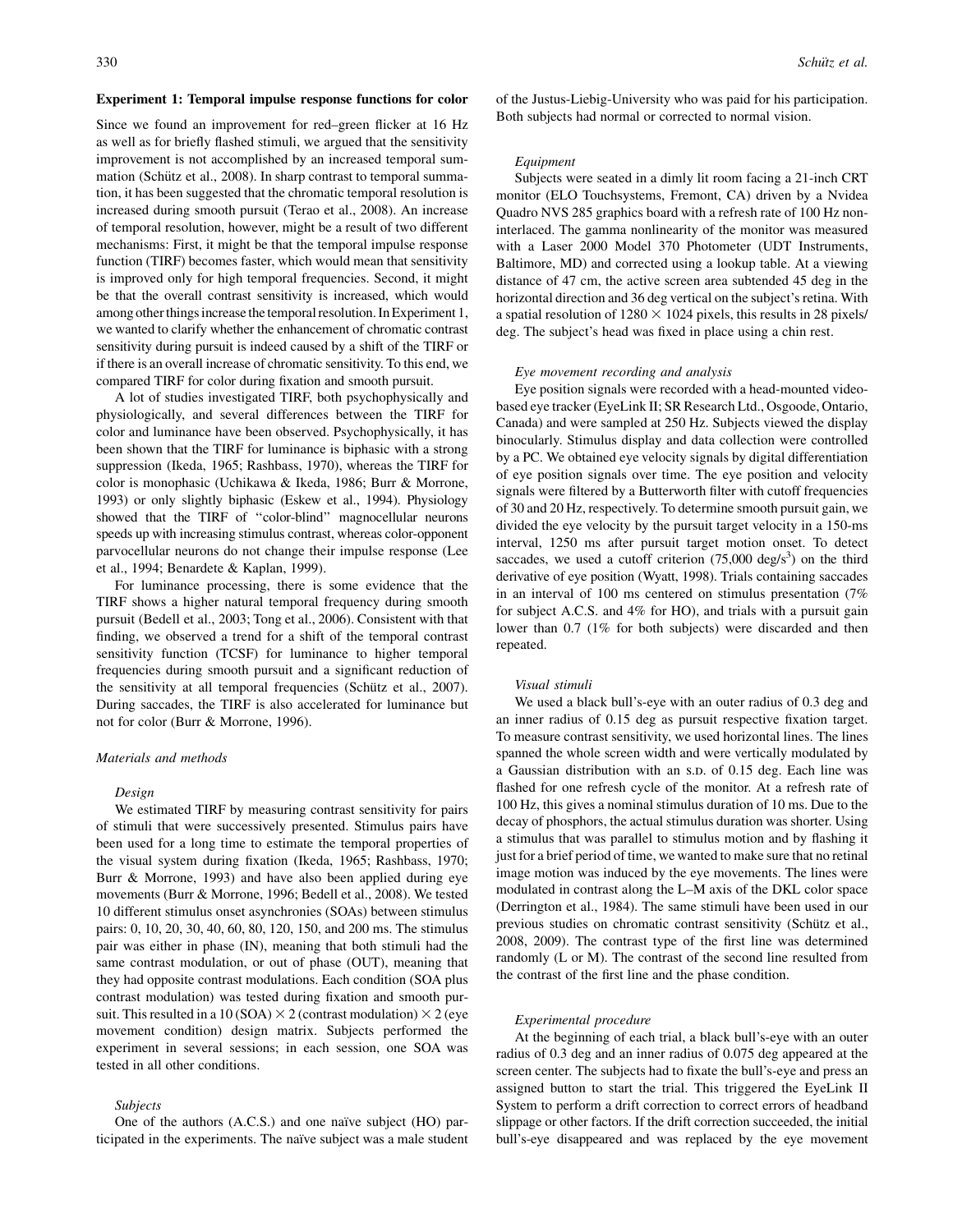### Experiment 1: Temporal impulse response functions for color

Since we found an improvement for red–green flicker at 16 Hz as well as for briefly flashed stimuli, we argued that the sensitivity improvement is not accomplished by an increased temporal summation (Schütz et al., 2008). In sharp contrast to temporal summation, it has been suggested that the chromatic temporal resolution is increased during smooth pursuit (Terao et al., 2008). An increase of temporal resolution, however, might be a result of two different mechanisms: First, it might be that the temporal impulse response function (TIRF) becomes faster, which would mean that sensitivity is improved only for high temporal frequencies. Second, it might be that the overall contrast sensitivity is increased, which would among other things increase the temporal resolution. In Experiment 1, we wanted to clarify whether the enhancement of chromatic contrast sensitivity during pursuit is indeed caused by a shift of the TIRF or if there is an overall increase of chromatic sensitivity. To this end, we compared TIRF for color during fixation and smooth pursuit.

A lot of studies investigated TIRF, both psychophysically and physiologically, and several differences between the TIRF for color and luminance have been observed. Psychophysically, it has been shown that the TIRF for luminance is biphasic with a strong suppression (Ikeda, 1965; Rashbass, 1970), whereas the TIRF for color is monophasic (Uchikawa & Ikeda, 1986; Burr & Morrone, 1993) or only slightly biphasic (Eskew et al., 1994). Physiology showed that the TIRF of "color-blind" magnocellular neurons speeds up with increasing stimulus contrast, whereas color-opponent parvocellular neurons do not change their impulse response (Lee et al., 1994; Benardete & Kaplan, 1999).

For luminance processing, there is some evidence that the TIRF shows a higher natural temporal frequency during smooth pursuit (Bedell et al., 2003; Tong et al., 2006). Consistent with that finding, we observed a trend for a shift of the temporal contrast sensitivity function (TCSF) for luminance to higher temporal frequencies during smooth pursuit and a significant reduction of the sensitivity at all temporal frequencies (Schütz et al., 2007). During saccades, the TIRF is also accelerated for luminance but not for color (Burr & Morrone, 1996).

#### Materials and methods

##### Design

We estimated TIRF by measuring contrast sensitivity for pairs of stimuli that were successively presented. Stimulus pairs have been used for a long time to estimate the temporal properties of the visual system during fixation (Ikeda, 1965; Rashbass, 1970; Burr & Morrone, 1993) and have also been applied during eye movements (Burr & Morrone, 1996; Bedell et al., 2008). We tested 10 different stimulus onset asynchronies (SOAs) between stimulus pairs: 0, 10, 20, 30, 40, 60, 80, 120, 150, and 200 ms. The stimulus pair was either in phase (IN), meaning that both stimuli had the same contrast modulation, or out of phase (OUT), meaning that they had opposite contrast modulations. Each condition (SOA plus contrast modulation) was tested during fixation and smooth pursuit. This resulted in a 10 (SOA) $\times$ 2 (contrast modulation) $\times$ 2 (eye movement condition) design matrix. Subjects performed the experiment in several sessions; in each session, one SOA was tested in all other conditions.

##### Subjects

One of the authors (A.C.S.) and one naïve subject (HO) participated in the experiments. The naïve subject was a male student of the Justus-Liebig-University who was paid for his participation. Both subjects had normal or corrected to normal vision.

##### Equipment

Subjects were seated in a dimly lit room facing a 21-inch CRT monitor (ELO Touchsystems, Fremont, CA) driven by a Nvidea Quadro NVS 285 graphics board with a refresh rate of 100 Hz non-interlaced. The gamma nonlinearity of the monitor was measured with a Laser 2000 Model 370 Photometer (UDT Instruments, Baltimore, MD) and corrected using a lookup table. At a viewing distance of 47 cm, the active screen area subtended 45 deg in the horizontal direction and 36 deg vertical on the subject's retina. With a spatial resolution of $1280 \times 1024$ pixels, this results in 28 pixels/deg. The subject's head was fixed in place using a chin rest.

##### Eye movement recording and analysis

Eye position signals were recorded with a head-mounted video-based eye tracker (EyeLink II; SR Research Ltd., Osgoode, Ontario, Canada) and were sampled at 250 Hz. Subjects viewed the display binocularly. Stimulus display and data collection were controlled by a PC. We obtained eye velocity signals by digital differentiation of eye position signals over time. The eye position and velocity signals were filtered by a Butterworth filter with cutoff frequencies of 30 and 20 Hz, respectively. To determine smooth pursuit gain, we divided the eye velocity by the pursuit target velocity in a 150-ms interval, 1250 ms after pursuit target motion onset. To detect saccades, we used a cutoff criterion (75,000 deg/s$^3$) on the third derivative of eye position (Wyatt, 1998). Trials containing saccades in an interval of 100 ms centered on stimulus presentation (7% for subject A.C.S. and 4% for HO), and trials with a pursuit gain lower than 0.7 (1% for both subjects) were discarded and then repeated.

##### Visual stimuli

We used a black bull's-eye with an outer radius of 0.3 deg and an inner radius of 0.15 deg as pursuit respective fixation target. To measure contrast sensitivity, we used horizontal lines. The lines spanned the whole screen width and were vertically modulated by a Gaussian distribution with an S.D. of 0.15 deg. Each line was flashed for one refresh cycle of the monitor. At a refresh rate of 100 Hz, this gives a nominal stimulus duration of 10 ms. Due to the decay of phosphors, the actual stimulus duration was shorter. Using a stimulus that was parallel to stimulus motion and by flashing it just for a brief period of time, we wanted to make sure that no retinal image motion was induced by the eye movements. The lines were modulated in contrast along the L–M axis of the DKL color space (Derrington et al., 1984). The same stimuli have been used in our previous studies on chromatic contrast sensitivity (Schütz et al., 2008, 2009). The contrast type of the first line was determined randomly (L or M). The contrast of the second line resulted from the contrast of the first line and the phase condition.

##### Experimental procedure

At the beginning of each trial, a black bull's-eye with an outer radius of 0.3 deg and an inner radius of 0.075 deg appeared at the screen center. The subjects had to fixate the bull's-eye and press an assigned button to start the trial. This triggered the EyeLink II System to perform a drift correction to correct errors of headband slippage or other factors. If the drift correction succeeded, the initial bull's-eye disappeared and was replaced by the eye movement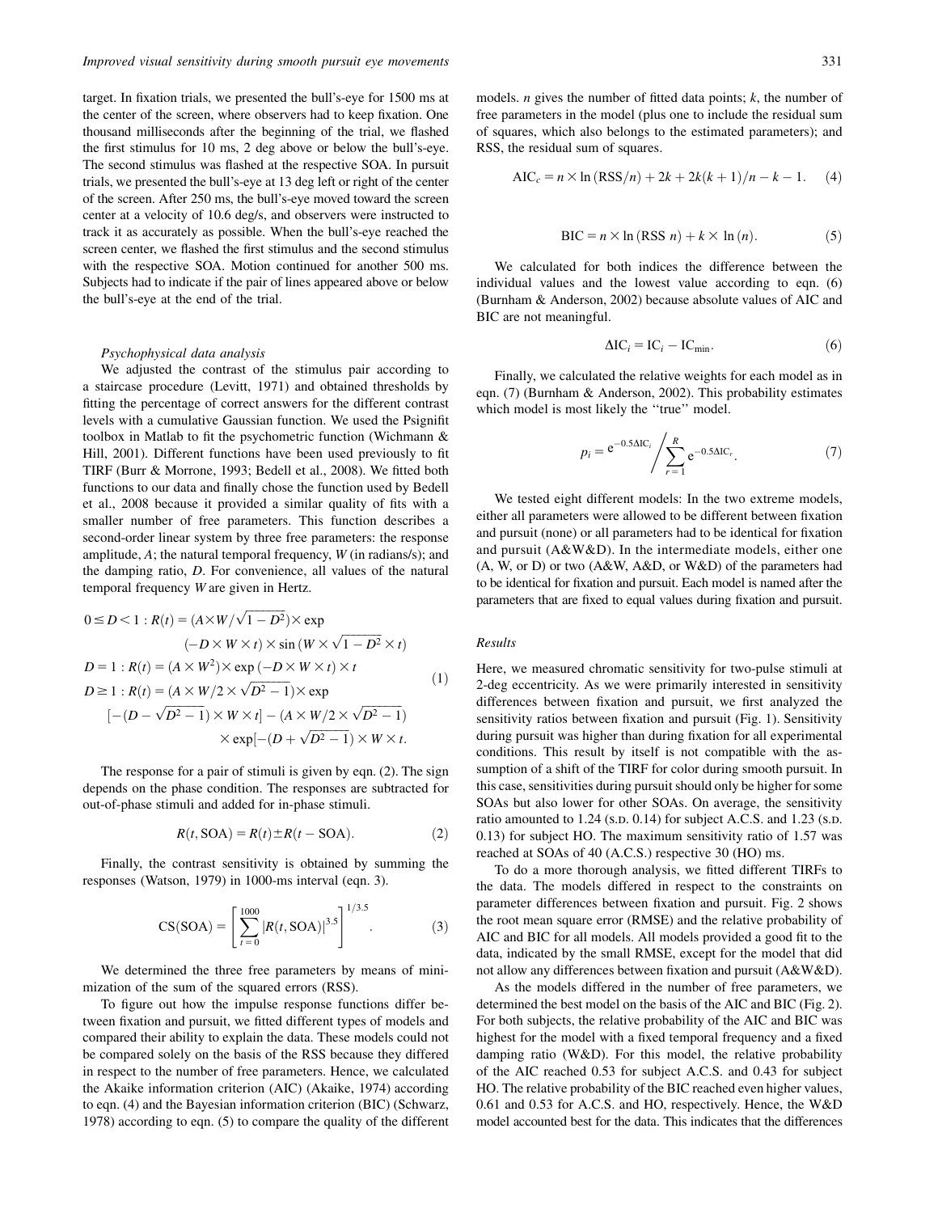target. In fixation trials, we presented the bull's-eye for 1500 ms at the center of the screen, where observers had to keep fixation. One thousand milliseconds after the beginning of the trial, we flashed the first stimulus for 10 ms, 2 deg above or below the bull's-eye. The second stimulus was flashed at the respective SOA. In pursuit trials, we presented the bull's-eye at 13 deg left or right of the center of the screen. After 250 ms, the bull's-eye moved toward the screen center at a velocity of 10.6 deg/s, and observers were instructed to track it as accurately as possible. When the bull's-eye reached the screen center, we flashed the first stimulus and the second stimulus with the respective SOA. Motion continued for another 500 ms. Subjects had to indicate if the pair of lines appeared above or below the bull's-eye at the end of the trial.

### *Psychophysical data analysis*

We adjusted the contrast of the stimulus pair according to a staircase procedure (Levitt, 1971) and obtained thresholds by fitting the percentage of correct answers for the different contrast levels with a cumulative Gaussian function. We used the Psignifit toolbox in Matlab to fit the psychometric function (Wichmann & Hill, 2001). Different functions have been used previously to fit TIRF (Burr & Morrone, 1993; Bedell et al., 2008). We fitted both functions to our data and finally chose the function used by Bedell et al., 2008 because it provided a similar quality of fits with a smaller number of free parameters. This function describes a second-order linear system by three free parameters: the response amplitude, $A$; the natural temporal frequency, $W$ (in radians/s); and the damping ratio, $D$. For convenience, all values of the natural temporal frequency $W$ are given in Hertz.

$$
\begin{aligned}
0 \leq D < 1 &: R(t) = (A \times W/\sqrt{1-D^2}) \times \exp \\
&\quad (-D \times W \times t) \times \sin(W \times \sqrt{1-D^2} \times t) \\
D = 1 &: R(t) = (A \times W^2) \times \exp(-D \times W \times t) \times t \\
D \geq 1 &: R(t) = (A \times W/2 \times \sqrt{D^2-1}) \times \exp \\
&\quad [-(D - \sqrt{D^2-1}) \times W \times t] - (A \times W/2 \times \sqrt{D^2-1}) \\
&\quad \times \exp[-(D + \sqrt{D^2-1}) \times W \times t.
\end{aligned}
\tag{1}
$$

The response for a pair of stimuli is given by eqn. (2). The sign depends on the phase condition. The responses are subtracted for out-of-phase stimuli and added for in-phase stimuli.

$$
R(t, \mathrm{SOA}) = R(t) \pm R(t - \mathrm{SOA}). \tag{2}
$$

Finally, the contrast sensitivity is obtained by summing the responses (Watson, 1979) in 1000-ms interval (eqn. 3).

$$
\mathrm{CS(SOA)} = \left[ \sum_{t=0}^{1000} |R(t, \mathrm{SOA})|^{3.5} \right]^{1/3.5}. \tag{3}
$$

We determined the three free parameters by means of minimization of the sum of the squared errors (RSS).

To figure out how the impulse response functions differ between fixation and pursuit, we fitted different types of models and compared their ability to explain the data. These models could not be compared solely on the basis of the RSS because they differed in respect to the number of free parameters. Hence, we calculated the Akaike information criterion (AIC) (Akaike, 1974) according to eqn. (4) and the Bayesian information criterion (BIC) (Schwarz, 1978) according to eqn. (5) to compare the quality of the different models. $n$ gives the number of fitted data points; $k$, the number of free parameters in the model (plus one to include the residual sum of squares, which also belongs to the estimated parameters); and RSS, the residual sum of squares.

$$
\mathrm{AIC}_c = n \times \ln(\mathrm{RSS}/n) + 2k + 2k(k+1)/n - k - 1. \tag{4}
$$

$$
\mathrm{BIC} = n \times \ln(\mathrm{RSS}\ n) + k \times \ln(n). \tag{5}
$$

We calculated for both indices the difference between the individual values and the lowest value according to eqn. (6) (Burnham & Anderson, 2002) because absolute values of AIC and BIC are not meaningful.

$$
\Delta \mathrm{IC}_i = \mathrm{IC}_i - \mathrm{IC}_{\min}. \tag{6}
$$

Finally, we calculated the relative weights for each model as in eqn. (7) (Burnham & Anderson, 2002). This probability estimates which model is most likely the "true" model.

$$
p_i = e^{-0.5\Delta \mathrm{IC}_i} \Bigg/ \sum_{r=1}^{R} e^{-0.5\Delta \mathrm{IC}_r}. \tag{7}
$$

We tested eight different models: In the two extreme models, either all parameters were allowed to be different between fixation and pursuit (none) or all parameters had to be identical for fixation and pursuit (A&W&D). In the intermediate models, either one (A, W, or D) or two (A&W, A&D, or W&D) of the parameters had to be identical for fixation and pursuit. Each model is named after the parameters that are fixed to equal values during fixation and pursuit.

### *Results*

Here, we measured chromatic sensitivity for two-pulse stimuli at 2-deg eccentricity. As we were primarily interested in sensitivity differences between fixation and pursuit, we first analyzed the sensitivity ratios between fixation and pursuit (Fig. 1). Sensitivity during pursuit was higher than during fixation for all experimental conditions. This result by itself is not compatible with the assumption of a shift of the TIRF for color during smooth pursuit. In this case, sensitivities during pursuit should only be higher for some SOAs but also lower for other SOAs. On average, the sensitivity ratio amounted to 1.24 (S.D. 0.14) for subject A.C.S. and 1.23 (S.D. 0.13) for subject HO. The maximum sensitivity ratio of 1.57 was reached at SOAs of 40 (A.C.S.) respective 30 (HO) ms.

To do a more thorough analysis, we fitted different TIRFs to the data. The models differed in respect to the constraints on parameter differences between fixation and pursuit. Fig. 2 shows the root mean square error (RMSE) and the relative probability of AIC and BIC for all models. All models provided a good fit to the data, indicated by the small RMSE, except for the model that did not allow any differences between fixation and pursuit (A&W&D).

As the models differed in the number of free parameters, we determined the best model on the basis of the AIC and BIC (Fig. 2). For both subjects, the relative probability of the AIC and BIC was highest for the model with a fixed temporal frequency and a fixed damping ratio (W&D). For this model, the relative probability of the AIC reached 0.53 for subject A.C.S. and 0.43 for subject HO. The relative probability of the BIC reached even higher values, 0.61 and 0.53 for A.C.S. and HO, respectively. Hence, the W&D model accounted best for the data. This indicates that the differences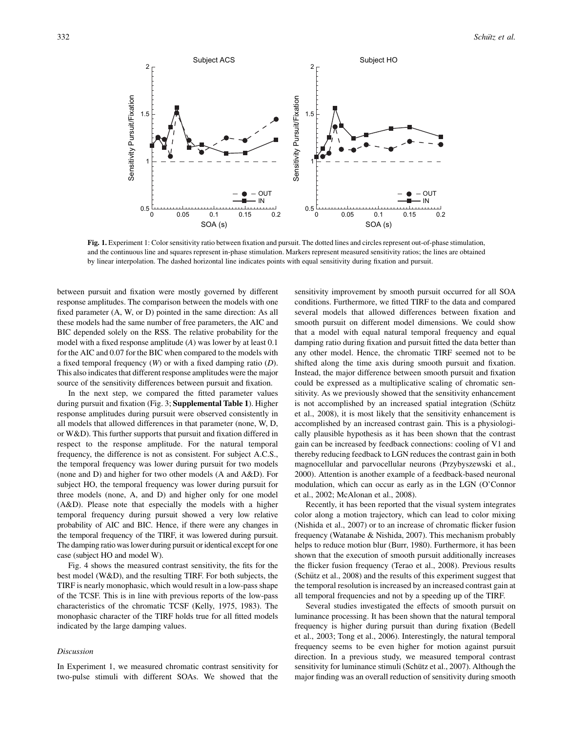**Fig. 1.** Experiment 1: Color sensitivity ratio between fixation and pursuit. The dotted lines and circles represent out-of-phase stimulation, and the continuous line and squares represent in-phase stimulation. Markers represent measured sensitivity ratios; the lines are obtained by linear interpolation. The dashed horizontal line indicates points with equal sensitivity during fixation and pursuit.

between pursuit and fixation were mostly governed by different response amplitudes. The comparison between the models with one fixed parameter (A, W, or D) pointed in the same direction: As all these models had the same number of free parameters, the AIC and BIC depended solely on the RSS. The relative probability for the model with a fixed response amplitude (*A*) was lower by at least 0.1 for the AIC and 0.07 for the BIC when compared to the models with a fixed temporal frequency (*W*) or with a fixed damping ratio (*D*). This also indicates that different response amplitudes were the major source of the sensitivity differences between pursuit and fixation.

In the next step, we compared the fitted parameter values during pursuit and fixation (Fig. 3; **Supplemental Table 1**). Higher response amplitudes during pursuit were observed consistently in all models that allowed differences in that parameter (none, W, D, or W&D). This further supports that pursuit and fixation differed in respect to the response amplitude. For the natural temporal frequency, the difference is not as consistent. For subject A.C.S., the temporal frequency was lower during pursuit for two models (none and D) and higher for two other models (A and A&D). For subject HO, the temporal frequency was lower during pursuit for three models (none, A, and D) and higher only for one model (A&D). Please note that especially the models with a higher temporal frequency during pursuit showed a very low relative probability of AIC and BIC. Hence, if there were any changes in the temporal frequency of the TIRF, it was lowered during pursuit. The damping ratio was lower during pursuit or identical except for one case (subject HO and model W).

Fig. 4 shows the measured contrast sensitivity, the fits for the best model (W&D), and the resulting TIRF. For both subjects, the TIRF is nearly monophasic, which would result in a low-pass shape of the TCSF. This is in line with previous reports of the low-pass characteristics of the chromatic TCSF (Kelly, 1975, 1983). The monophasic character of the TIRF holds true for all fitted models indicated by the large damping values.

### *Discussion*

In Experiment 1, we measured chromatic contrast sensitivity for two-pulse stimuli with different SOAs. We showed that the sensitivity improvement by smooth pursuit occurred for all SOA conditions. Furthermore, we fitted TIRF to the data and compared several models that allowed differences between fixation and smooth pursuit on different model dimensions. We could show that a model with equal natural temporal frequency and equal damping ratio during fixation and pursuit fitted the data better than any other model. Hence, the chromatic TIRF seemed not to be shifted along the time axis during smooth pursuit and fixation. Instead, the major difference between smooth pursuit and fixation could be expressed as a multiplicative scaling of chromatic sensitivity. As we previously showed that the sensitivity enhancement is not accomplished by an increased spatial integration (Schütz et al., 2008), it is most likely that the sensitivity enhancement is accomplished by an increased contrast gain. This is a physiologically plausible hypothesis as it has been shown that the contrast gain can be increased by feedback connections: cooling of V1 and thereby reducing feedback to LGN reduces the contrast gain in both magnocellular and parvocellular neurons (Przybyszewski et al., 2000). Attention is another example of a feedback-based neuronal modulation, which can occur as early as in the LGN (O'Connor et al., 2002; McAlonan et al., 2008).

Recently, it has been reported that the visual system integrates color along a motion trajectory, which can lead to color mixing (Nishida et al., 2007) or to an increase of chromatic flicker fusion frequency (Watanabe & Nishida, 2007). This mechanism probably helps to reduce motion blur (Burr, 1980). Furthermore, it has been shown that the execution of smooth pursuit additionally increases the flicker fusion frequency (Terao et al., 2008). Previous results (Schütz et al., 2008) and the results of this experiment suggest that the temporal resolution is increased by an increased contrast gain at all temporal frequencies and not by a speeding up of the TIRF.

Several studies investigated the effects of smooth pursuit on luminance processing. It has been shown that the natural temporal frequency is higher during pursuit than during fixation (Bedell et al., 2003; Tong et al., 2006). Interestingly, the natural temporal frequency seems to be even higher for motion against pursuit direction. In a previous study, we measured temporal contrast sensitivity for luminance stimuli (Schütz et al., 2007). Although the major finding was an overall reduction of sensitivity during smooth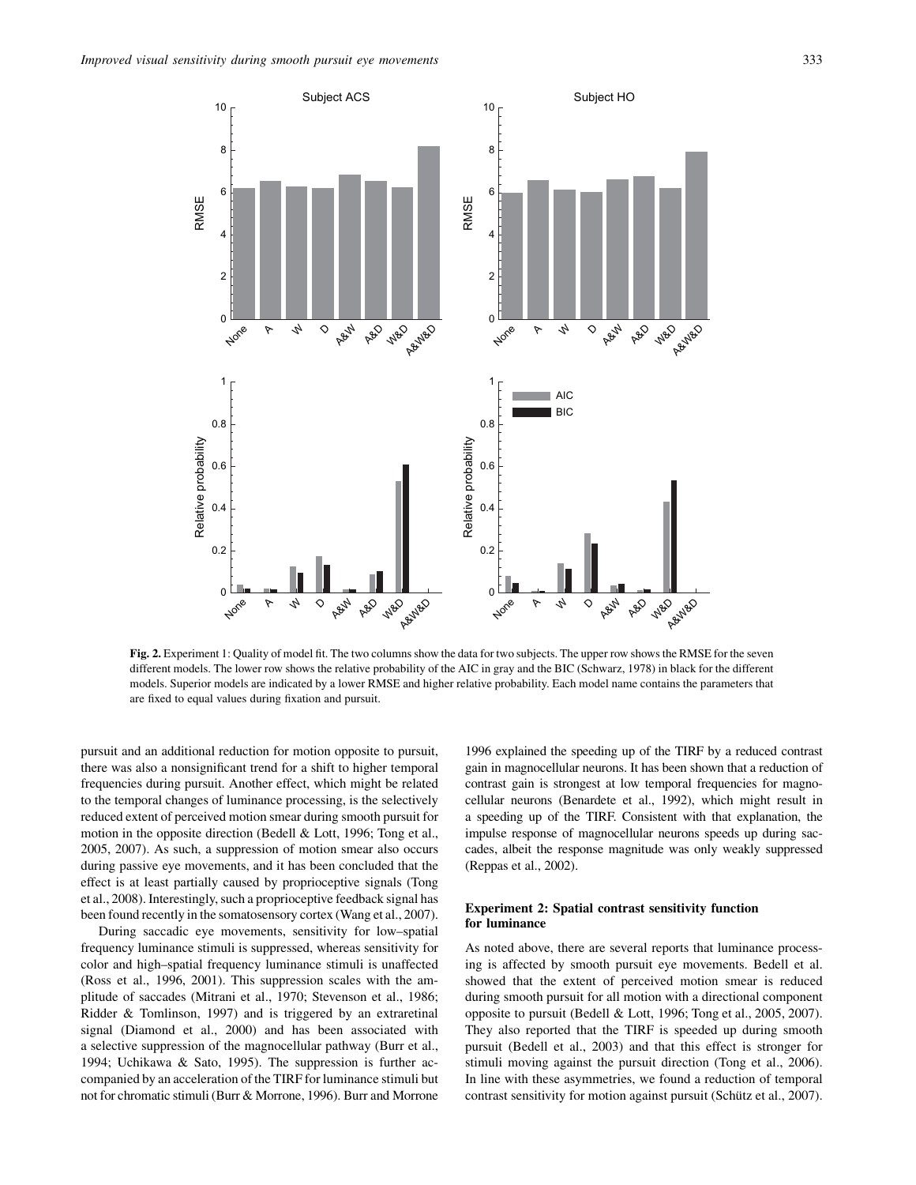**Fig. 2.** Experiment 1: Quality of model fit. The two columns show the data for two subjects. The upper row shows the RMSE for the seven different models. The lower row shows the relative probability of the AIC in gray and the BIC (Schwarz, 1978) in black for the different models. Superior models are indicated by a lower RMSE and higher relative probability. Each model name contains the parameters that are fixed to equal values during fixation and pursuit.

pursuit and an additional reduction for motion opposite to pursuit, there was also a nonsignificant trend for a shift to higher temporal frequencies during pursuit. Another effect, which might be related to the temporal changes of luminance processing, is the selectively reduced extent of perceived motion smear during smooth pursuit for motion in the opposite direction (Bedell & Lott, 1996; Tong et al., 2005, 2007). As such, a suppression of motion smear also occurs during passive eye movements, and it has been concluded that the effect is at least partially caused by proprioceptive signals (Tong et al., 2008). Interestingly, such a proprioceptive feedback signal has been found recently in the somatosensory cortex (Wang et al., 2007).

During saccadic eye movements, sensitivity for low–spatial frequency luminance stimuli is suppressed, whereas sensitivity for color and high–spatial frequency luminance stimuli is unaffected (Ross et al., 1996, 2001). This suppression scales with the amplitude of saccades (Mitrani et al., 1970; Stevenson et al., 1986; Ridder & Tomlinson, 1997) and is triggered by an extraretinal signal (Diamond et al., 2000) and has been associated with a selective suppression of the magnocellular pathway (Burr et al., 1994; Uchikawa & Sato, 1995). The suppression is further accompanied by an acceleration of the TIRF for luminance stimuli but not for chromatic stimuli (Burr & Morrone, 1996). Burr and Morrone 1996 explained the speeding up of the TIRF by a reduced contrast gain in magnocellular neurons. It has been shown that a reduction of contrast gain is strongest at low temporal frequencies for magnocellular neurons (Benardete et al., 1992), which might result in a speeding up of the TIRF. Consistent with that explanation, the impulse response of magnocellular neurons speeds up during saccades, albeit the response magnitude was only weakly suppressed (Reppas et al., 2002).

### Experiment 2: Spatial contrast sensitivity function for luminance

As noted above, there are several reports that luminance processing is affected by smooth pursuit eye movements. Bedell et al. showed that the extent of perceived motion smear is reduced during smooth pursuit for all motion with a directional component opposite to pursuit (Bedell & Lott, 1996; Tong et al., 2005, 2007). They also reported that the TIRF is speeded up during smooth pursuit (Bedell et al., 2003) and that this effect is stronger for stimuli moving against the pursuit direction (Tong et al., 2006). In line with these asymmetries, we found a reduction of temporal contrast sensitivity for motion against pursuit (Schütz et al., 2007).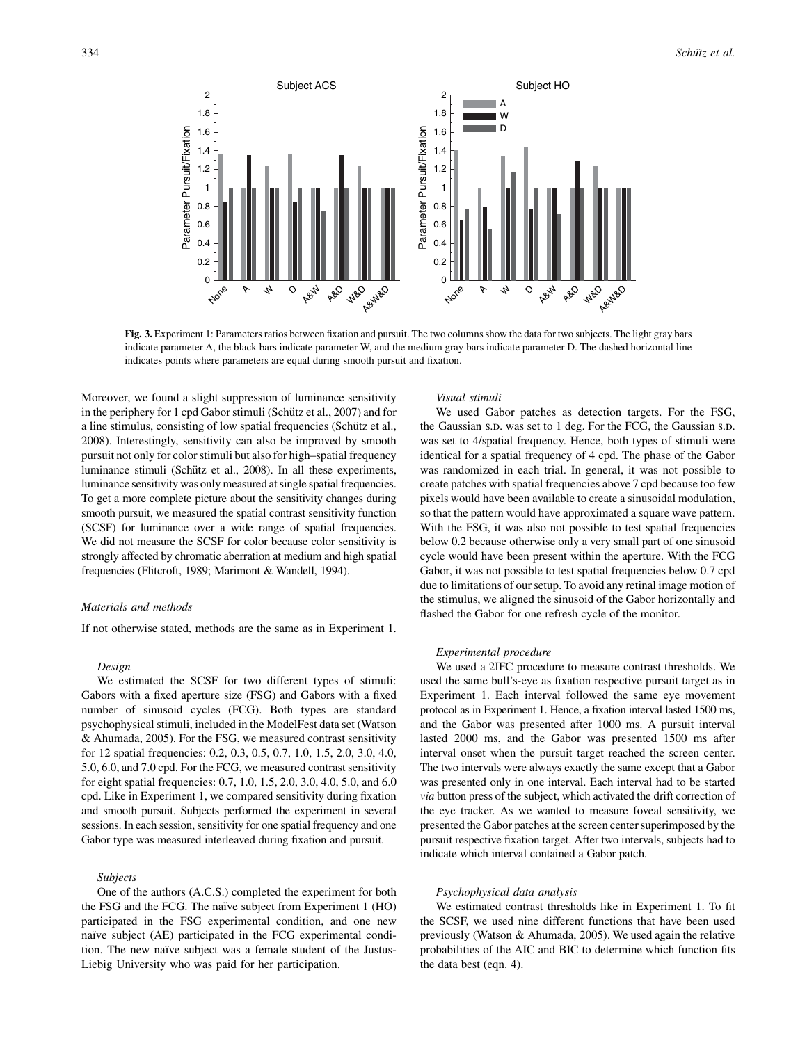**Fig. 3.** Experiment 1: Parameters ratios between fixation and pursuit. The two columns show the data for two subjects. The light gray bars indicate parameter A, the black bars indicate parameter W, and the medium gray bars indicate parameter D. The dashed horizontal line indicates points where parameters are equal during smooth pursuit and fixation.

Moreover, we found a slight suppression of luminance sensitivity in the periphery for 1 cpd Gabor stimuli (Schütz et al., 2007) and for a line stimulus, consisting of low spatial frequencies (Schütz et al., 2008). Interestingly, sensitivity can also be improved by smooth pursuit not only for color stimuli but also for high–spatial frequency luminance stimuli (Schütz et al., 2008). In all these experiments, luminance sensitivity was only measured at single spatial frequencies. To get a more complete picture about the sensitivity changes during smooth pursuit, we measured the spatial contrast sensitivity function (SCSF) for luminance over a wide range of spatial frequencies. We did not measure the SCSF for color because color sensitivity is strongly affected by chromatic aberration at medium and high spatial frequencies (Flitcroft, 1989; Marimont & Wandell, 1994).

### *Materials and methods*

If not otherwise stated, methods are the same as in Experiment 1.

#### *Design*

We estimated the SCSF for two different types of stimuli: Gabors with a fixed aperture size (FSG) and Gabors with a fixed number of sinusoid cycles (FCG). Both types are standard psychophysical stimuli, included in the ModelFest data set (Watson & Ahumada, 2005). For the FSG, we measured contrast sensitivity for 12 spatial frequencies: 0.2, 0.3, 0.5, 0.7, 1.0, 1.5, 2.0, 3.0, 4.0, 5.0, 6.0, and 7.0 cpd. For the FCG, we measured contrast sensitivity for eight spatial frequencies: 0.7, 1.0, 1.5, 2.0, 3.0, 4.0, 5.0, and 6.0 cpd. Like in Experiment 1, we compared sensitivity during fixation and smooth pursuit. Subjects performed the experiment in several sessions. In each session, sensitivity for one spatial frequency and one Gabor type was measured interleaved during fixation and pursuit.

#### *Subjects*

One of the authors (A.C.S.) completed the experiment for both the FSG and the FCG. The naïve subject from Experiment 1 (HO) participated in the FSG experimental condition, and one new naïve subject (AE) participated in the FCG experimental condition. The new naïve subject was a female student of the Justus-Liebig University who was paid for her participation.

#### *Visual stimuli*

We used Gabor patches as detection targets. For the FSG, the Gaussian S.D. was set to 1 deg. For the FCG, the Gaussian S.D. was set to 4/spatial frequency. Hence, both types of stimuli were identical for a spatial frequency of 4 cpd. The phase of the Gabor was randomized in each trial. In general, it was not possible to create patches with spatial frequencies above 7 cpd because too few pixels would have been available to create a sinusoidal modulation, so that the pattern would have approximated a square wave pattern. With the FSG, it was also not possible to test spatial frequencies below 0.2 because otherwise only a very small part of one sinusoid cycle would have been present within the aperture. With the FCG Gabor, it was not possible to test spatial frequencies below 0.7 cpd due to limitations of our setup. To avoid any retinal image motion of the stimulus, we aligned the sinusoid of the Gabor horizontally and flashed the Gabor for one refresh cycle of the monitor.

#### *Experimental procedure*

We used a 2IFC procedure to measure contrast thresholds. We used the same bull's-eye as fixation respective pursuit target as in Experiment 1. Each interval followed the same eye movement protocol as in Experiment 1. Hence, a fixation interval lasted 1500 ms, and the Gabor was presented after 1000 ms. A pursuit interval lasted 2000 ms, and the Gabor was presented 1500 ms after interval onset when the pursuit target reached the screen center. The two intervals were always exactly the same except that a Gabor was presented only in one interval. Each interval had to be started *via* button press of the subject, which activated the drift correction of the eye tracker. As we wanted to measure foveal sensitivity, we presented the Gabor patches at the screen center superimposed by the pursuit respective fixation target. After two intervals, subjects had to indicate which interval contained a Gabor patch.

#### *Psychophysical data analysis*

We estimated contrast thresholds like in Experiment 1. To fit the SCSF, we used nine different functions that have been used previously (Watson & Ahumada, 2005). We used again the relative probabilities of the AIC and BIC to determine which function fits the data best (eqn. 4).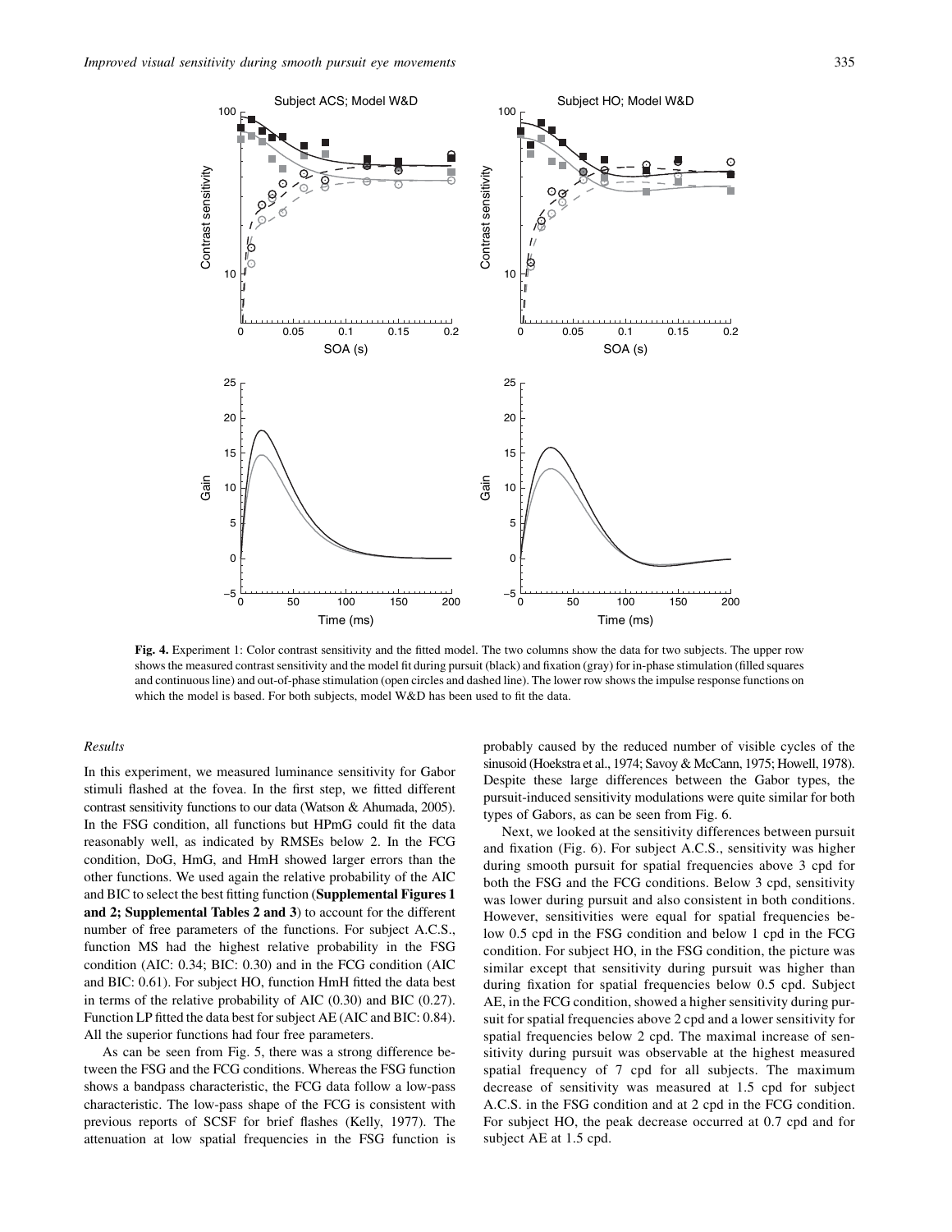**Fig. 4.** Experiment 1: Color contrast sensitivity and the fitted model. The two columns show the data for two subjects. The upper row shows the measured contrast sensitivity and the model fit during pursuit (black) and fixation (gray) for in-phase stimulation (filled squares and continuous line) and out-of-phase stimulation (open circles and dashed line). The lower row shows the impulse response functions on which the model is based. For both subjects, model W&D has been used to fit the data.

### *Results*

In this experiment, we measured luminance sensitivity for Gabor stimuli flashed at the fovea. In the first step, we fitted different contrast sensitivity functions to our data (Watson & Ahumada, 2005). In the FSG condition, all functions but HPmG could fit the data reasonably well, as indicated by RMSEs below 2. In the FCG condition, DoG, HmG, and HmH showed larger errors than the other functions. We used again the relative probability of the AIC and BIC to select the best fitting function (**Supplemental Figures 1 and 2; Supplemental Tables 2 and 3**) to account for the different number of free parameters of the functions. For subject A.C.S., function MS had the highest relative probability in the FSG condition (AIC: 0.34; BIC: 0.30) and in the FCG condition (AIC and BIC: 0.61). For subject HO, function HmH fitted the data best in terms of the relative probability of AIC (0.30) and BIC (0.27). Function LP fitted the data best for subject AE (AIC and BIC: 0.84). All the superior functions had four free parameters.

As can be seen from Fig. 5, there was a strong difference between the FSG and the FCG conditions. Whereas the FSG function shows a bandpass characteristic, the FCG data follow a low-pass characteristic. The low-pass shape of the FCG is consistent with previous reports of SCSF for brief flashes (Kelly, 1977). The attenuation at low spatial frequencies in the FSG function is probably caused by the reduced number of visible cycles of the sinusoid (Hoekstra et al., 1974; Savoy & McCann, 1975; Howell, 1978). Despite these large differences between the Gabor types, the pursuit-induced sensitivity modulations were quite similar for both types of Gabors, as can be seen from Fig. 6.

Next, we looked at the sensitivity differences between pursuit and fixation (Fig. 6). For subject A.C.S., sensitivity was higher during smooth pursuit for spatial frequencies above 3 cpd for both the FSG and the FCG conditions. Below 3 cpd, sensitivity was lower during pursuit and also consistent in both conditions. However, sensitivities were equal for spatial frequencies below 0.5 cpd in the FSG condition and below 1 cpd in the FCG condition. For subject HO, in the FSG condition, the picture was similar except that sensitivity during pursuit was higher than during fixation for spatial frequencies below 0.5 cpd. Subject AE, in the FCG condition, showed a higher sensitivity during pursuit for spatial frequencies above 2 cpd and a lower sensitivity for spatial frequencies below 2 cpd. The maximal increase of sensitivity during pursuit was observable at the highest measured spatial frequency of 7 cpd for all subjects. The maximum decrease of sensitivity was measured at 1.5 cpd for subject A.C.S. in the FSG condition and at 2 cpd in the FCG condition. For subject HO, the peak decrease occurred at 0.7 cpd and for subject AE at 1.5 cpd.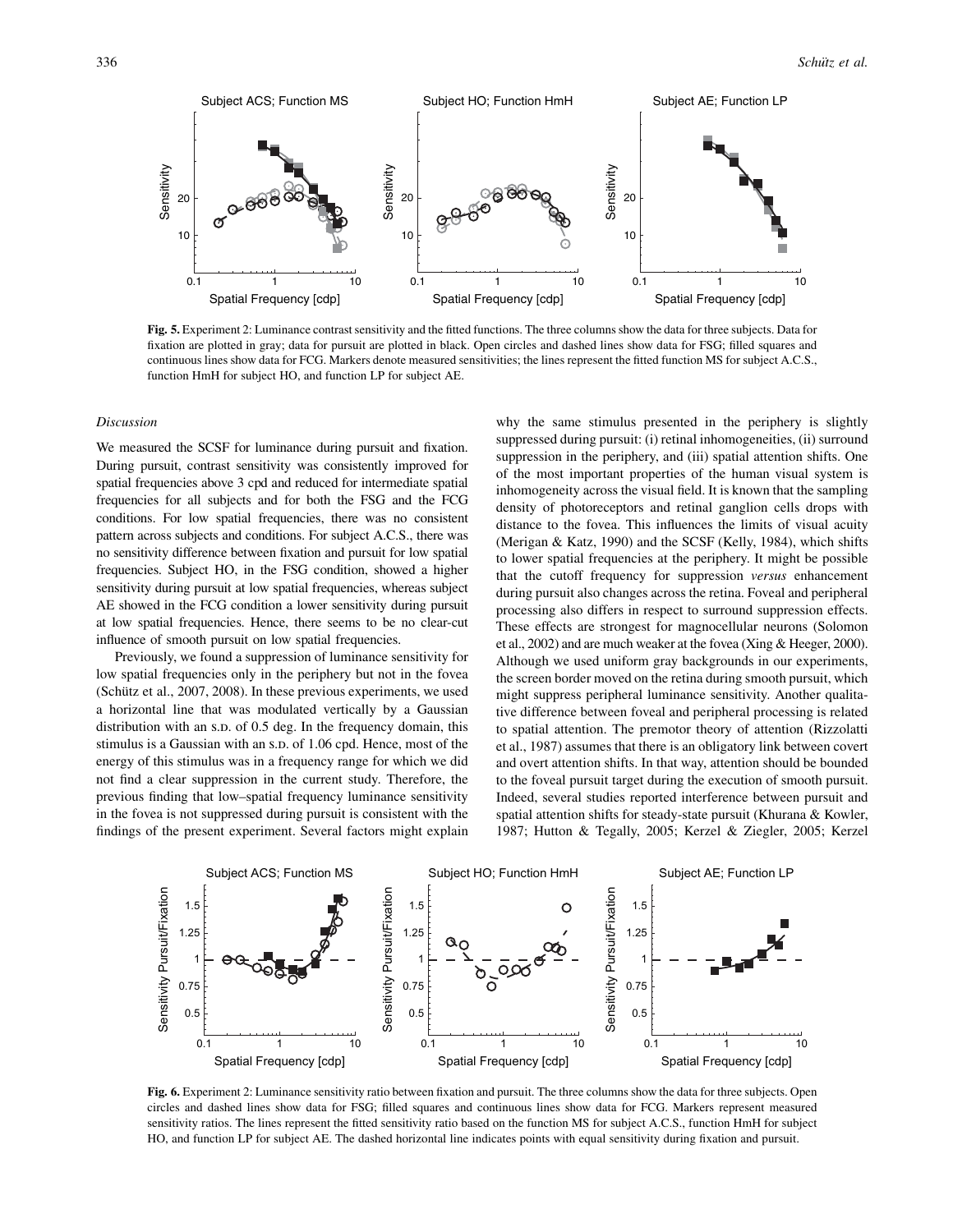**Fig. 5.** Experiment 2: Luminance contrast sensitivity and the fitted functions. The three columns show the data for three subjects. Data for fixation are plotted in gray; data for pursuit are plotted in black. Open circles and dashed lines show data for FSG; filled squares and continuous lines show data for FCG. Markers denote measured sensitivities; the lines represent the fitted function MS for subject A.C.S., function HmH for subject HO, and function LP for subject AE.

### *Discussion*

We measured the SCSF for luminance during pursuit and fixation. During pursuit, contrast sensitivity was consistently improved for spatial frequencies above 3 cpd and reduced for intermediate spatial frequencies for all subjects and for both the FSG and the FCG conditions. For low spatial frequencies, there was no consistent pattern across subjects and conditions. For subject A.C.S., there was no sensitivity difference between fixation and pursuit for low spatial frequencies. Subject HO, in the FSG condition, showed a higher sensitivity during pursuit at low spatial frequencies, whereas subject AE showed in the FCG condition a lower sensitivity during pursuit at low spatial frequencies. Hence, there seems to be no clear-cut influence of smooth pursuit on low spatial frequencies.

Previously, we found a suppression of luminance sensitivity for low spatial frequencies only in the periphery but not in the fovea (Schütz et al., 2007, 2008). In these previous experiments, we used a horizontal line that was modulated vertically by a Gaussian distribution with an S.D. of 0.5 deg. In the frequency domain, this stimulus is a Gaussian with an S.D. of 1.06 cpd. Hence, most of the energy of this stimulus was in a frequency range for which we did not find a clear suppression in the current study. Therefore, the previous finding that low–spatial frequency luminance sensitivity in the fovea is not suppressed during pursuit is consistent with the findings of the present experiment. Several factors might explain why the same stimulus presented in the periphery is slightly suppressed during pursuit: (i) retinal inhomogeneities, (ii) surround suppression in the periphery, and (iii) spatial attention shifts. One of the most important properties of the human visual system is inhomogeneity across the visual field. It is known that the sampling density of photoreceptors and retinal ganglion cells drops with distance to the fovea. This influences the limits of visual acuity (Merigan & Katz, 1990) and the SCSF (Kelly, 1984), which shifts to lower spatial frequencies at the periphery. It might be possible that the cutoff frequency for suppression *versus* enhancement during pursuit also changes across the retina. Foveal and peripheral processing also differs in respect to surround suppression effects. These effects are strongest for magnocellular neurons (Solomon et al., 2002) and are much weaker at the fovea (Xing & Heeger, 2000). Although we used uniform gray backgrounds in our experiments, the screen border moved on the retina during smooth pursuit, which might suppress peripheral luminance sensitivity. Another qualitative difference between foveal and peripheral processing is related to spatial attention. The premotor theory of attention (Rizzolatti et al., 1987) assumes that there is an obligatory link between covert and overt attention shifts. In that way, attention should be bounded to the foveal pursuit target during the execution of smooth pursuit. Indeed, several studies reported interference between pursuit and spatial attention shifts for steady-state pursuit (Khurana & Kowler, 1987; Hutton & Tegally, 2005; Kerzel & Ziegler, 2005; Kerzel

**Fig. 6.** Experiment 2: Luminance sensitivity ratio between fixation and pursuit. The three columns show the data for three subjects. Open circles and dashed lines show data for FSG; filled squares and continuous lines show data for FCG. Markers represent measured sensitivity ratios. The lines represent the fitted sensitivity ratio based on the function MS for subject A.C.S., function HmH for subject HO, and function LP for subject AE. The dashed horizontal line indicates points with equal sensitivity during fixation and pursuit.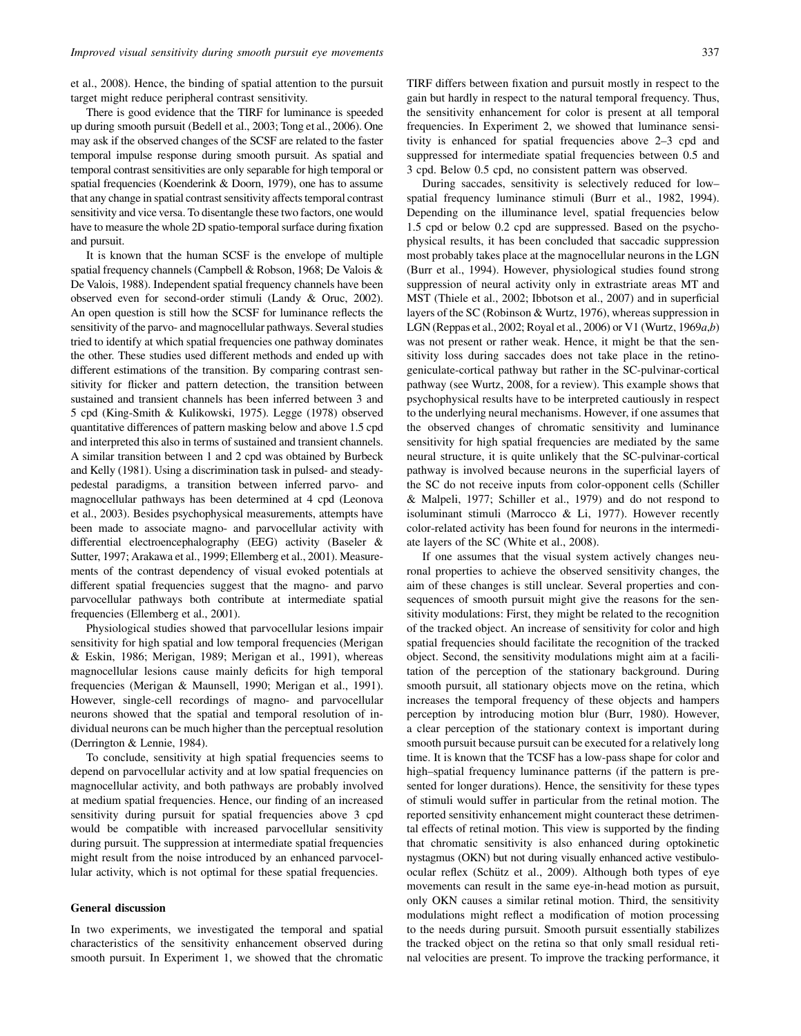et al., 2008). Hence, the binding of spatial attention to the pursuit target might reduce peripheral contrast sensitivity.

There is good evidence that the TIRF for luminance is speeded up during smooth pursuit (Bedell et al., 2003; Tong et al., 2006). One may ask if the observed changes of the SCSF are related to the faster temporal impulse response during smooth pursuit. As spatial and temporal contrast sensitivities are only separable for high temporal or spatial frequencies (Koenderink & Doorn, 1979), one has to assume that any change in spatial contrast sensitivity affects temporal contrast sensitivity and vice versa. To disentangle these two factors, one would have to measure the whole 2D spatio-temporal surface during fixation and pursuit.

It is known that the human SCSF is the envelope of multiple spatial frequency channels (Campbell & Robson, 1968; De Valois & De Valois, 1988). Independent spatial frequency channels have been observed even for second-order stimuli (Landy & Oruc, 2002). An open question is still how the SCSF for luminance reflects the sensitivity of the parvo- and magnocellular pathways. Several studies tried to identify at which spatial frequencies one pathway dominates the other. These studies used different methods and ended up with different estimations of the transition. By comparing contrast sensitivity for flicker and pattern detection, the transition between sustained and transient channels has been inferred between 3 and 5 cpd (King-Smith & Kulikowski, 1975). Legge (1978) observed quantitative differences of pattern masking below and above 1.5 cpd and interpreted this also in terms of sustained and transient channels. A similar transition between 1 and 2 cpd was obtained by Burbeck and Kelly (1981). Using a discrimination task in pulsed- and steady-pedestal paradigms, a transition between inferred parvo- and magnocellular pathways has been determined at 4 cpd (Leonova et al., 2003). Besides psychophysical measurements, attempts have been made to associate magno- and parvocellular activity with differential electroencephalography (EEG) activity (Baseler & Sutter, 1997; Arakawa et al., 1999; Ellemberg et al., 2001). Measurements of the contrast dependency of visual evoked potentials at different spatial frequencies suggest that the magno- and parvo parvocellular pathways both contribute at intermediate spatial frequencies (Ellemberg et al., 2001).

Physiological studies showed that parvocellular lesions impair sensitivity for high spatial and low temporal frequencies (Merigan & Eskin, 1986; Merigan, 1989; Merigan et al., 1991), whereas magnocellular lesions cause mainly deficits for high temporal frequencies (Merigan & Maunsell, 1990; Merigan et al., 1991). However, single-cell recordings of magno- and parvocellular neurons showed that the spatial and temporal resolution of individual neurons can be much higher than the perceptual resolution (Derrington & Lennie, 1984).

To conclude, sensitivity at high spatial frequencies seems to depend on parvocellular activity and at low spatial frequencies on magnocellular activity, and both pathways are probably involved at medium spatial frequencies. Hence, our finding of an increased sensitivity during pursuit for spatial frequencies above 3 cpd would be compatible with increased parvocellular sensitivity during pursuit. The suppression at intermediate spatial frequencies might result from the noise introduced by an enhanced parvocellular activity, which is not optimal for these spatial frequencies.

## General discussion

In two experiments, we investigated the temporal and spatial characteristics of the sensitivity enhancement observed during smooth pursuit. In Experiment 1, we showed that the chromatic TIRF differs between fixation and pursuit mostly in respect to the gain but hardly in respect to the natural temporal frequency. Thus, the sensitivity enhancement for color is present at all temporal frequencies. In Experiment 2, we showed that luminance sensitivity is enhanced for spatial frequencies above 2–3 cpd and suppressed for intermediate spatial frequencies between 0.5 and 3 cpd. Below 0.5 cpd, no consistent pattern was observed.

During saccades, sensitivity is selectively reduced for low–spatial frequency luminance stimuli (Burr et al., 1982, 1994). Depending on the illuminance level, spatial frequencies below 1.5 cpd or below 0.2 cpd are suppressed. Based on the psychophysical results, it has been concluded that saccadic suppression most probably takes place at the magnocellular neurons in the LGN (Burr et al., 1994). However, physiological studies found strong suppression of neural activity only in extrastriate areas MT and MST (Thiele et al., 2002; Ibbotson et al., 2007) and in superficial layers of the SC (Robinson & Wurtz, 1976), whereas suppression in LGN (Reppas et al., 2002; Royal et al., 2006) or V1 (Wurtz, 1969*a*,*b*) was not present or rather weak. Hence, it might be that the sensitivity loss during saccades does not take place in the retino-geniculate-cortical pathway but rather in the SC-pulvinar-cortical pathway (see Wurtz, 2008, for a review). This example shows that psychophysical results have to be interpreted cautiously in respect to the underlying neural mechanisms. However, if one assumes that the observed changes of chromatic sensitivity and luminance sensitivity for high spatial frequencies are mediated by the same neural structure, it is quite unlikely that the SC-pulvinar-cortical pathway is involved because neurons in the superficial layers of the SC do not receive inputs from color-opponent cells (Schiller & Malpeli, 1977; Schiller et al., 1979) and do not respond to isoluminant stimuli (Marrocco & Li, 1977). However recently color-related activity has been found for neurons in the intermediate layers of the SC (White et al., 2008).

If one assumes that the visual system actively changes neuronal properties to achieve the observed sensitivity changes, the aim of these changes is still unclear. Several properties and consequences of smooth pursuit might give the reasons for the sensitivity modulations: First, they might be related to the recognition of the tracked object. An increase of sensitivity for color and high spatial frequencies should facilitate the recognition of the tracked object. Second, the sensitivity modulations might aim at a facilitation of the perception of the stationary background. During smooth pursuit, all stationary objects move on the retina, which increases the temporal frequency of these objects and hampers perception by introducing motion blur (Burr, 1980). However, a clear perception of the stationary context is important during smooth pursuit because pursuit can be executed for a relatively long time. It is known that the TCSF has a low-pass shape for color and high–spatial frequency luminance patterns (if the pattern is presented for longer durations). Hence, the sensitivity for these types of stimuli would suffer in particular from the retinal motion. The reported sensitivity enhancement might counteract these detrimental effects of retinal motion. This view is supported by the finding that chromatic sensitivity is also enhanced during optokinetic nystagmus (OKN) but not during visually enhanced active vestibulo-ocular reflex (Schütz et al., 2009). Although both types of eye movements can result in the same eye-in-head motion as pursuit, only OKN causes a similar retinal motion. Third, the sensitivity modulations might reflect a modification of motion processing to the needs during pursuit. Smooth pursuit essentially stabilizes the tracked object on the retina so that only small residual retinal velocities are present. To improve the tracking performance, it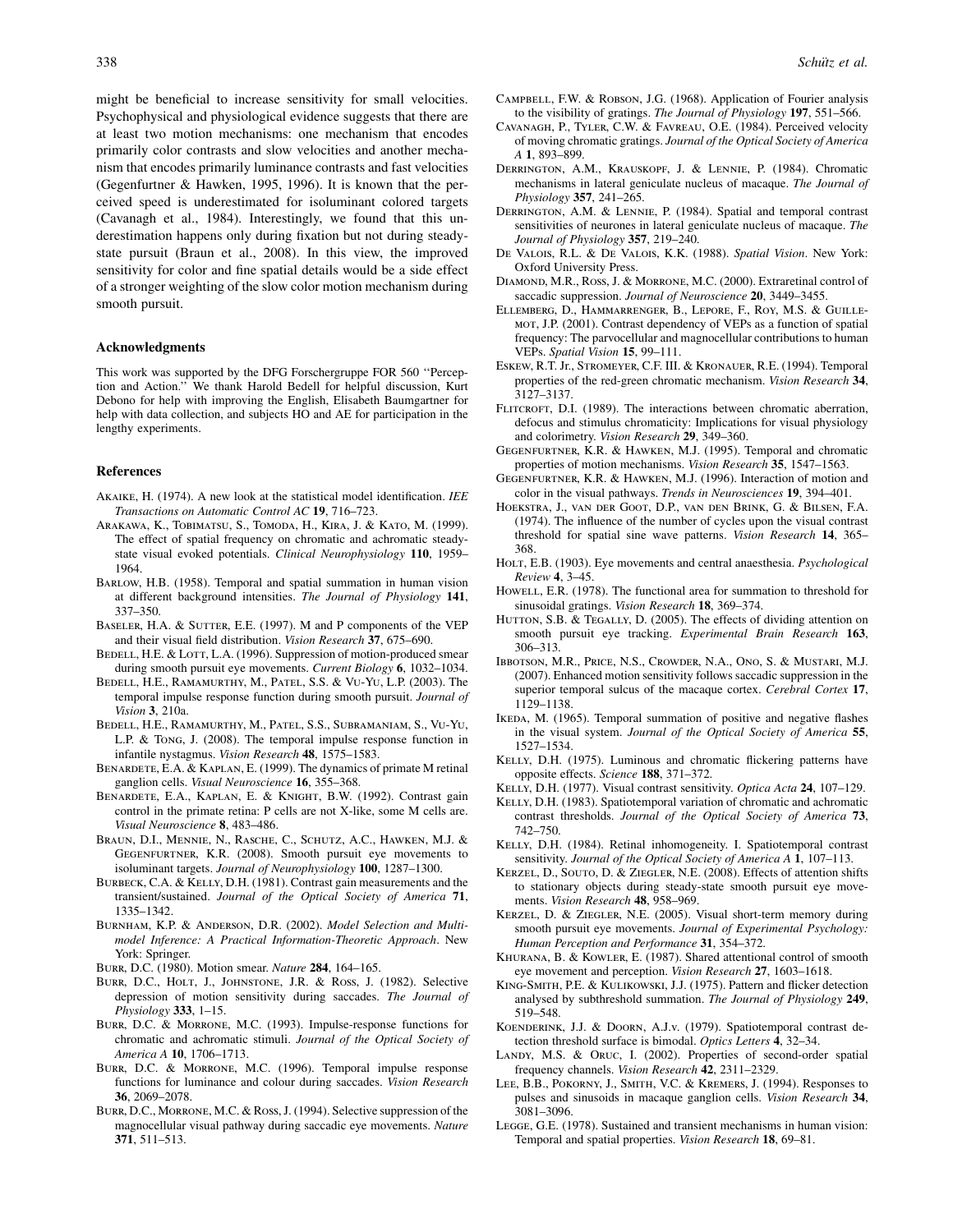might be beneficial to increase sensitivity for small velocities. Psychophysical and physiological evidence suggests that there are at least two motion mechanisms: one mechanism that encodes primarily color contrasts and slow velocities and another mechanism that encodes primarily luminance contrasts and fast velocities (Gegenfurtner & Hawken, 1995, 1996). It is known that the perceived speed is underestimated for isoluminant colored targets (Cavanagh et al., 1984). Interestingly, we found that this underestimation happens only during fixation but not during steady-state pursuit (Braun et al., 2008). In this view, the improved sensitivity for color and fine spatial details would be a side effect of a stronger weighting of the slow color motion mechanism during smooth pursuit.

### Acknowledgments

This work was supported by the DFG Forschergruppe FOR 560 "Perception and Action." We thank Harold Bedell for helpful discussion, Kurt Debono for help with improving the English, Elisabeth Baumgartner for help with data collection, and subjects HO and AE for participation in the lengthy experiments.

### References

Akaike, H. (1974). A new look at the statistical model identification. *IEE Transactions on Automatic Control AC* **19**, 716–723.

Arakawa, K., Tobimatsu, S., Tomoda, H., Kira, J. & Kato, M. (1999). The effect of spatial frequency on chromatic and achromatic steady-state visual evoked potentials. *Clinical Neurophysiology* **110**, 1959–1964.

Barlow, H.B. (1958). Temporal and spatial summation in human vision at different background intensities. *The Journal of Physiology* **141**, 337–350.

Baseler, H.A. & Sutter, E.E. (1997). M and P components of the VEP and their visual field distribution. *Vision Research* **37**, 675–690.

Bedell, H.E. & Lott, L.A. (1996). Suppression of motion-produced smear during smooth pursuit eye movements. *Current Biology* **6**, 1032–1034.

Bedell, H.E., Ramamurthy, M., Patel, S.S. & Vu-Yu, L.P. (2003). The temporal impulse response function during smooth pursuit. *Journal of Vision* **3**, 210a.

Bedell, H.E., Ramamurthy, M., Patel, S.S., Subramaniam, S., Vu-Yu, L.P. & Tong, J. (2008). The temporal impulse response function in infantile nystagmus. *Vision Research* **48**, 1575–1583.

Benardete, E.A. & Kaplan, E. (1999). The dynamics of primate M retinal ganglion cells. *Visual Neuroscience* **16**, 355–368.

Benardete, E.A., Kaplan, E. & Knight, B.W. (1992). Contrast gain control in the primate retina: P cells are not X-like, some M cells are. *Visual Neuroscience* **8**, 483–486.

Braun, D.I., Mennie, N., Rasche, C., Schutz, A.C., Hawken, M.J. & Gegenfurtner, K.R. (2008). Smooth pursuit eye movements to isoluminant targets. *Journal of Neurophysiology* **100**, 1287–1300.

Burbeck, C.A. & Kelly, D.H. (1981). Contrast gain measurements and the transient/sustained. *Journal of the Optical Society of America* **71**, 1335–1342.

Burnham, K.P. & Anderson, D.R. (2002). *Model Selection and Multimodel Inference: A Practical Information-Theoretic Approach*. New York: Springer.

Burr, D.C. (1980). Motion smear. *Nature* **284**, 164–165.

Burr, D.C., Holt, J., Johnstone, J.R. & Ross, J. (1982). Selective depression of motion sensitivity during saccades. *The Journal of Physiology* **333**, 1–15.

Burr, D.C. & Morrone, M.C. (1993). Impulse-response functions for chromatic and achromatic stimuli. *Journal of the Optical Society of America A* **10**, 1706–1713.

Burr, D.C. & Morrone, M.C. (1996). Temporal impulse response functions for luminance and colour during saccades. *Vision Research* **36**, 2069–2078.

Burr, D.C., Morrone, M.C. & Ross, J. (1994). Selective suppression of the magnocellular visual pathway during saccadic eye movements. *Nature* **371**, 511–513.

Campbell, F.W. & Robson, J.G. (1968). Application of Fourier analysis to the visibility of gratings. *The Journal of Physiology* **197**, 551–566.

Cavanagh, P., Tyler, C.W. & Favreau, O.E. (1984). Perceived velocity of moving chromatic gratings. *Journal of the Optical Society of America A* **1**, 893–899.

Derrington, A.M., Krauskopf, J. & Lennie, P. (1984). Chromatic mechanisms in lateral geniculate nucleus of macaque. *The Journal of Physiology* **357**, 241–265.

Derrington, A.M. & Lennie, P. (1984). Spatial and temporal contrast sensitivities of neurones in lateral geniculate nucleus of macaque. *The Journal of Physiology* **357**, 219–240.

De Valois, R.L. & De Valois, K.K. (1988). *Spatial Vision*. New York: Oxford University Press.

Diamond, M.R., Ross, J. & Morrone, M.C. (2000). Extraretinal control of saccadic suppression. *Journal of Neuroscience* **20**, 3449–3455.

Ellemberg, D., Hammarrenger, B., Lepore, F., Roy, M.S. & Guillemot, J.P. (2001). Contrast dependency of VEPs as a function of spatial frequency: The parvocellular and magnocellular contributions to human VEPs. *Spatial Vision* **15**, 99–111.

Eskew, R.T. Jr., Stromeyer, C.F. III. & Kronauer, R.E. (1994). Temporal properties of the red-green chromatic mechanism. *Vision Research* **34**, 3127–3137.

Flitcroft, D.I. (1989). The interactions between chromatic aberration, defocus and stimulus chromaticity: Implications for visual physiology and colorimetry. *Vision Research* **29**, 349–360.

Gegenfurtner, K.R. & Hawken, M.J. (1995). Temporal and chromatic properties of motion mechanisms. *Vision Research* **35**, 1547–1563.

Gegenfurtner, K.R. & Hawken, M.J. (1996). Interaction of motion and color in the visual pathways. *Trends in Neurosciences* **19**, 394–401.

Hoekstra, J., van der Goot, D.P., van den Brink, G. & Bilsen, F.A. (1974). The influence of the number of cycles upon the visual contrast threshold for spatial sine wave patterns. *Vision Research* **14**, 365–368.

Holt, E.B. (1903). Eye movements and central anaesthesia. *Psychological Review* **4**, 3–45.

Howell, E.R. (1978). The functional area for summation to threshold for sinusoidal gratings. *Vision Research* **18**, 369–374.

Hutton, S.B. & Tegally, D. (2005). The effects of dividing attention on smooth pursuit eye tracking. *Experimental Brain Research* **163**, 306–313.

Ibbotson, M.R., Price, N.S., Crowder, N.A., Ono, S. & Mustari, M.J. (2007). Enhanced motion sensitivity follows saccadic suppression in the superior temporal sulcus of the macaque cortex. *Cerebral Cortex* **17**, 1129–1138.

Ikeda, M. (1965). Temporal summation of positive and negative flashes in the visual system. *Journal of the Optical Society of America* **55**, 1527–1534.

Kelly, D.H. (1975). Luminous and chromatic flickering patterns have opposite effects. *Science* **188**, 371–372.

Kelly, D.H. (1977). Visual contrast sensitivity. *Optica Acta* **24**, 107–129.

Kelly, D.H. (1983). Spatiotemporal variation of chromatic and achromatic contrast thresholds. *Journal of the Optical Society of America* **73**, 742–750.

Kelly, D.H. (1984). Retinal inhomogeneity. I. Spatiotemporal contrast sensitivity. *Journal of the Optical Society of America A* **1**, 107–113.

Kerzel, D., Souto, D. & Ziegler, N.E. (2008). Effects of attention shifts to stationary objects during steady-state smooth pursuit eye movements. *Vision Research* **48**, 958–969.

Kerzel, D. & Ziegler, N.E. (2005). Visual short-term memory during smooth pursuit eye movements. *Journal of Experimental Psychology: Human Perception and Performance* **31**, 354–372.

Khurana, B. & Kowler, E. (1987). Shared attentional control of smooth eye movement and perception. *Vision Research* **27**, 1603–1618.

King-Smith, P.E. & Kulikowski, J.J. (1975). Pattern and flicker detection analysed by subthreshold summation. *The Journal of Physiology* **249**, 519–548.

Koenderink, J.J. & Doorn, A.J.v. (1979). Spatiotemporal contrast detection threshold surface is bimodal. *Optics Letters* **4**, 32–34.

Landy, M.S. & Oruc, I. (2002). Properties of second-order spatial frequency channels. *Vision Research* **42**, 2311–2329.

Lee, B.B., Pokorny, J., Smith, V.C. & Kremers, J. (1994). Responses to pulses and sinusoids in macaque ganglion cells. *Vision Research* **34**, 3081–3096.

Legge, G.E. (1978). Sustained and transient mechanisms in human vision: Temporal and spatial properties. *Vision Research* **18**, 69–81.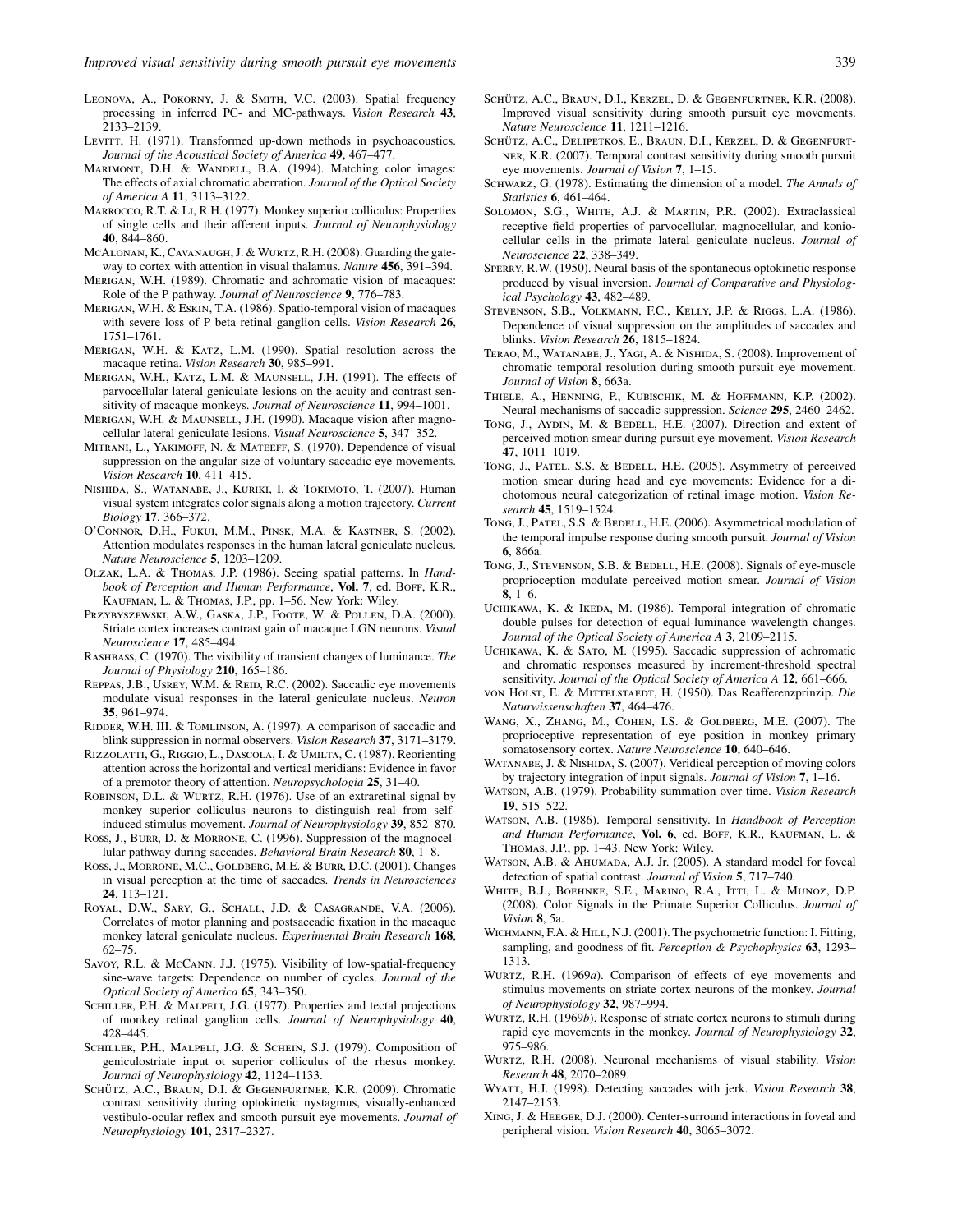Leonova, A., Pokorny, J. & Smith, V.C. (2003). Spatial frequency processing in inferred PC- and MC-pathways. *Vision Research* **43**, 2133–2139.

Levitt, H. (1971). Transformed up-down methods in psychoacoustics. *Journal of the Acoustical Society of America* **49**, 467–477.

Marimont, D.H. & Wandell, B.A. (1994). Matching color images: The effects of axial chromatic aberration. *Journal of the Optical Society of America A* **11**, 3113–3122.

Marrocco, R.T. & Li, R.H. (1977). Monkey superior colliculus: Properties of single cells and their afferent inputs. *Journal of Neurophysiology* **40**, 844–860.

McAlonan, K., Cavanaugh, J. & Wurtz, R.H. (2008). Guarding the gateway to cortex with attention in visual thalamus. *Nature* **456**, 391–394.

Merigan, W.H. (1989). Chromatic and achromatic vision of macaques: Role of the P pathway. *Journal of Neuroscience* **9**, 776–783.

Merigan, W.H. & Eskin, T.A. (1986). Spatio-temporal vision of macaques with severe loss of P beta retinal ganglion cells. *Vision Research* **26**, 1751–1761.

Merigan, W.H. & Katz, L.M. (1990). Spatial resolution across the macaque retina. *Vision Research* **30**, 985–991.

Merigan, W.H., Katz, L.M. & Maunsell, J.H. (1991). The effects of parvocellular lateral geniculate lesions on the acuity and contrast sensitivity of macaque monkeys. *Journal of Neuroscience* **11**, 994–1001.

Merigan, W.H. & Maunsell, J.H. (1990). Macaque vision after magnocellular lateral geniculate lesions. *Visual Neuroscience* **5**, 347–352.

Mitrani, L., Yakimoff, N. & Mateeff, S. (1970). Dependence of visual suppression on the angular size of voluntary saccadic eye movements. *Vision Research* **10**, 411–415.

Nishida, S., Watanabe, J., Kuriki, I. & Tokimoto, T. (2007). Human visual system integrates color signals along a motion trajectory. *Current Biology* **17**, 366–372.

O'Connor, D.H., Fukui, M.M., Pinsk, M.A. & Kastner, S. (2002). Attention modulates responses in the human lateral geniculate nucleus. *Nature Neuroscience* **5**, 1203–1209.

Olzak, L.A. & Thomas, J.P. (1986). Seeing spatial patterns. In *Handbook of Perception and Human Performance*, **Vol. 7**, ed. Boff, K.R., Kaufman, L. & Thomas, J.P., pp. 1–56. New York: Wiley.

Przybyszewski, A.W., Gaska, J.P., Foote, W. & Pollen, D.A. (2000). Striate cortex increases contrast gain of macaque LGN neurons. *Visual Neuroscience* **17**, 485–494.

Rashbass, C. (1970). The visibility of transient changes of luminance. *The Journal of Physiology* **210**, 165–186.

Reppas, J.B., Usrey, W.M. & Reid, R.C. (2002). Saccadic eye movements modulate visual responses in the lateral geniculate nucleus. *Neuron* **35**, 961–974.

Ridder, W.H. III. & Tomlinson, A. (1997). A comparison of saccadic and blink suppression in normal observers. *Vision Research* **37**, 3171–3179.

Rizzolatti, G., Riggio, L., Dascola, I. & Umilta, C. (1987). Reorienting attention across the horizontal and vertical meridians: Evidence in favor of a premotor theory of attention. *Neuropsychologia* **25**, 31–40.

Robinson, D.L. & Wurtz, R.H. (1976). Use of an extraretinal signal by monkey superior colliculus neurons to distinguish real from self-induced stimulus movement. *Journal of Neurophysiology* **39**, 852–870.

Ross, J., Burr, D. & Morrone, C. (1996). Suppression of the magnocellular pathway during saccades. *Behavioral Brain Research* **80**, 1–8.

Ross, J., Morrone, M.C., Goldberg, M.E. & Burr, D.C. (2001). Changes in visual perception at the time of saccades. *Trends in Neurosciences* **24**, 113–121.

Royal, D.W., Sary, G., Schall, J.D. & Casagrande, V.A. (2006). Correlates of motor planning and postsaccadic fixation in the macaque monkey lateral geniculate nucleus. *Experimental Brain Research* **168**, 62–75.

Savoy, R.L. & McCann, J.J. (1975). Visibility of low-spatial-frequency sine-wave targets: Dependence on number of cycles. *Journal of the Optical Society of America* **65**, 343–350.

Schiller, P.H. & Malpeli, J.G. (1977). Properties and tectal projections of monkey retinal ganglion cells. *Journal of Neurophysiology* **40**, 428–445.

Schiller, P.H., Malpeli, J.G. & Schein, S.J. (1979). Composition of geniculostriate input ot superior colliculus of the rhesus monkey. *Journal of Neurophysiology* **42**, 1124–1133.

Schütz, A.C., Braun, D.I. & Gegenfurtner, K.R. (2009). Chromatic contrast sensitivity during optokinetic nystagmus, visually-enhanced vestibulo-ocular reflex and smooth pursuit eye movements. *Journal of Neurophysiology* **101**, 2317–2327.

Schütz, A.C., Braun, D.I., Kerzel, D. & Gegenfurtner, K.R. (2008). Improved visual sensitivity during smooth pursuit eye movements. *Nature Neuroscience* **11**, 1211–1216.

Schütz, A.C., Delipetkos, E., Braun, D.I., Kerzel, D. & Gegenfurtner, K.R. (2007). Temporal contrast sensitivity during smooth pursuit eye movements. *Journal of Vision* **7**, 1–15.

Schwarz, G. (1978). Estimating the dimension of a model. *The Annals of Statistics* **6**, 461–464.

Solomon, S.G., White, A.J. & Martin, P.R. (2002). Extraclassical receptive field properties of parvocellular, magnocellular, and koniocellular cells in the primate lateral geniculate nucleus. *Journal of Neuroscience* **22**, 338–349.

Sperry, R.W. (1950). Neural basis of the spontaneous optokinetic response produced by visual inversion. *Journal of Comparative and Physiological Psychology* **43**, 482–489.

Stevenson, S.B., Volkmann, F.C., Kelly, J.P. & Riggs, L.A. (1986). Dependence of visual suppression on the amplitudes of saccades and blinks. *Vision Research* **26**, 1815–1824.

Terao, M., Watanabe, J., Yagi, A. & Nishida, S. (2008). Improvement of chromatic temporal resolution during smooth pursuit eye movement. *Journal of Vision* **8**, 663a.

Thiele, A., Henning, P., Kubischik, M. & Hoffmann, K.P. (2002). Neural mechanisms of saccadic suppression. *Science* **295**, 2460–2462.

Tong, J., Aydin, M. & Bedell, H.E. (2007). Direction and extent of perceived motion smear during pursuit eye movement. *Vision Research* **47**, 1011–1019.

Tong, J., Patel, S.S. & Bedell, H.E. (2005). Asymmetry of perceived motion smear during head and eye movements: Evidence for a dichotomous neural categorization of retinal image motion. *Vision Research* **45**, 1519–1524.

Tong, J., Patel, S.S. & Bedell, H.E. (2006). Asymmetrical modulation of the temporal impulse response during smooth pursuit. *Journal of Vision* **6**, 866a.

Tong, J., Stevenson, S.B. & Bedell, H.E. (2008). Signals of eye-muscle proprioception modulate perceived motion smear. *Journal of Vision* **8**, 1–6.

Uchikawa, K. & Ikeda, M. (1986). Temporal integration of chromatic double pulses for detection of equal-luminance wavelength changes. *Journal of the Optical Society of America A* **3**, 2109–2115.

Uchikawa, K. & Sato, M. (1995). Saccadic suppression of achromatic and chromatic responses measured by increment-threshold spectral sensitivity. *Journal of the Optical Society of America A* **12**, 661–666.

von Holst, E. & Mittelstaedt, H. (1950). Das Reafferenzprinzip. *Die Naturwissenschaften* **37**, 464–476.

Wang, X., Zhang, M., Cohen, I.S. & Goldberg, M.E. (2007). The proprioceptive representation of eye position in monkey primary somatosensory cortex. *Nature Neuroscience* **10**, 640–646.

Watanabe, J. & Nishida, S. (2007). Veridical perception of moving colors by trajectory integration of input signals. *Journal of Vision* **7**, 1–16.

Watson, A.B. (1979). Probability summation over time. *Vision Research* **19**, 515–522.

Watson, A.B. (1986). Temporal sensitivity. In *Handbook of Perception and Human Performance*, **Vol. 6**, ed. Boff, K.R., Kaufman, L. & Thomas, J.P., pp. 1–43. New York: Wiley.

Watson, A.B. & Ahumada, A.J. Jr. (2005). A standard model for foveal detection of spatial contrast. *Journal of Vision* **5**, 717–740.

White, B.J., Boehnke, S.E., Marino, R.A., Itti, L. & Munoz, D.P. (2008). Color Signals in the Primate Superior Colliculus. *Journal of Vision* **8**, 5a.

Wichmann, F.A. & Hill, N.J. (2001). The psychometric function: I. Fitting, sampling, and goodness of fit. *Perception & Psychophysics* **63**, 1293–1313.

Wurtz, R.H. (1969*a*). Comparison of effects of eye movements and stimulus movements on striate cortex neurons of the monkey. *Journal of Neurophysiology* **32**, 987–994.

Wurtz, R.H. (1969*b*). Response of striate cortex neurons to stimuli during rapid eye movements in the monkey. *Journal of Neurophysiology* **32**, 975–986.

Wurtz, R.H. (2008). Neuronal mechanisms of visual stability. *Vision Research* **48**, 2070–2089.

Wyatt, H.J. (1998). Detecting saccades with jerk. *Vision Research* **38**, 2147–2153.

Xing, J. & Heeger, D.J. (2000). Center-surround interactions in foveal and peripheral vision. *Vision Research* **40**, 3065–3072.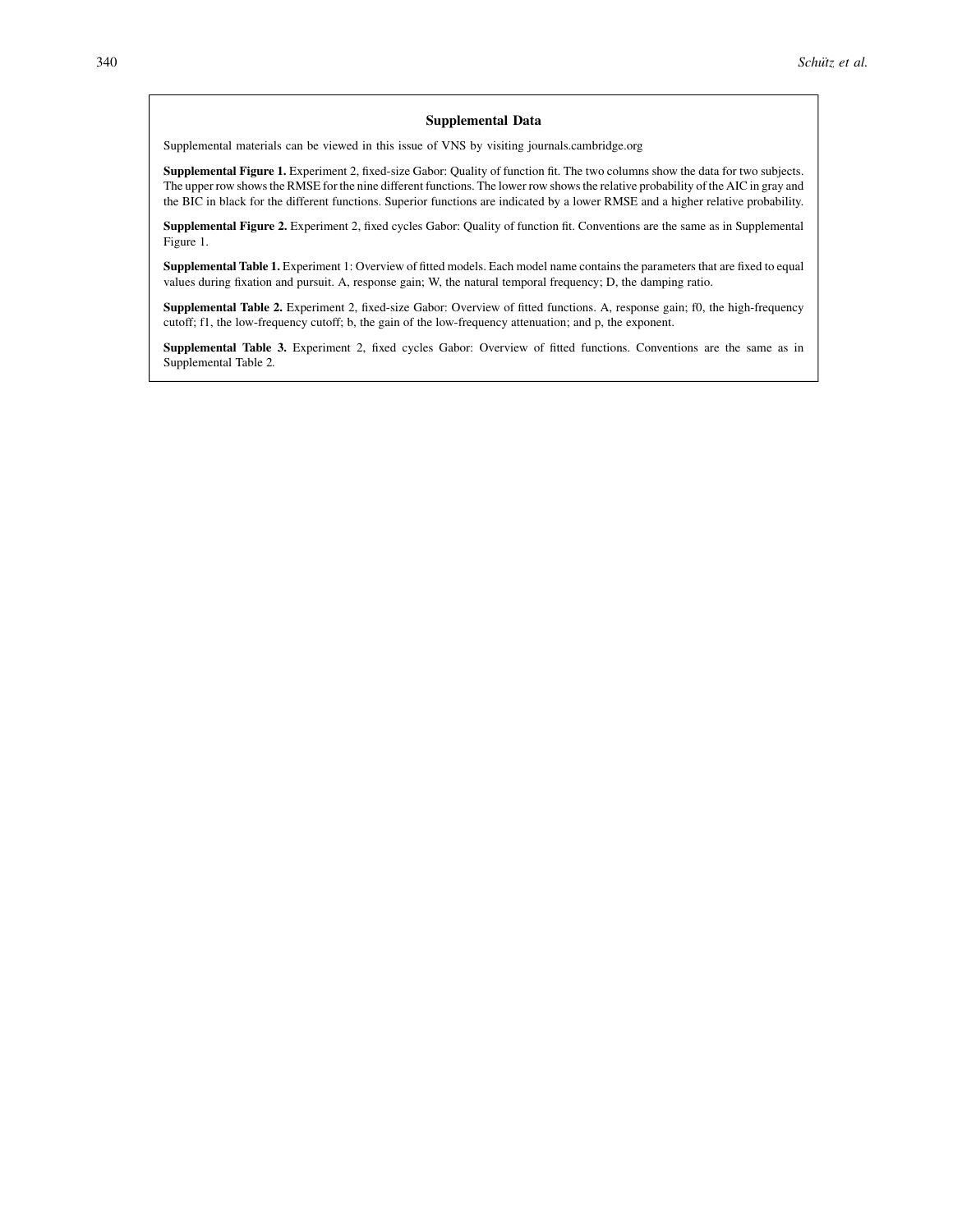## Supplemental Data

Supplemental materials can be viewed in this issue of VNS by visiting journals.cambridge.org

**Supplemental Figure 1.** Experiment 2, fixed-size Gabor: Quality of function fit. The two columns show the data for two subjects. The upper row shows the RMSE for the nine different functions. The lower row shows the relative probability of the AIC in gray and the BIC in black for the different functions. Superior functions are indicated by a lower RMSE and a higher relative probability.

**Supplemental Figure 2.** Experiment 2, fixed cycles Gabor: Quality of function fit. Conventions are the same as in Supplemental Figure 1.

**Supplemental Table 1.** Experiment 1: Overview of fitted models. Each model name contains the parameters that are fixed to equal values during fixation and pursuit. A, response gain; W, the natural temporal frequency; D, the damping ratio.

**Supplemental Table 2.** Experiment 2, fixed-size Gabor: Overview of fitted functions. A, response gain; f0, the high-frequency cutoff; f1, the low-frequency cutoff; b, the gain of the low-frequency attenuation; and p, the exponent.

**Supplemental Table 3.** Experiment 2, fixed cycles Gabor: Overview of fitted functions. Conventions are the same as in Supplemental Table 2.